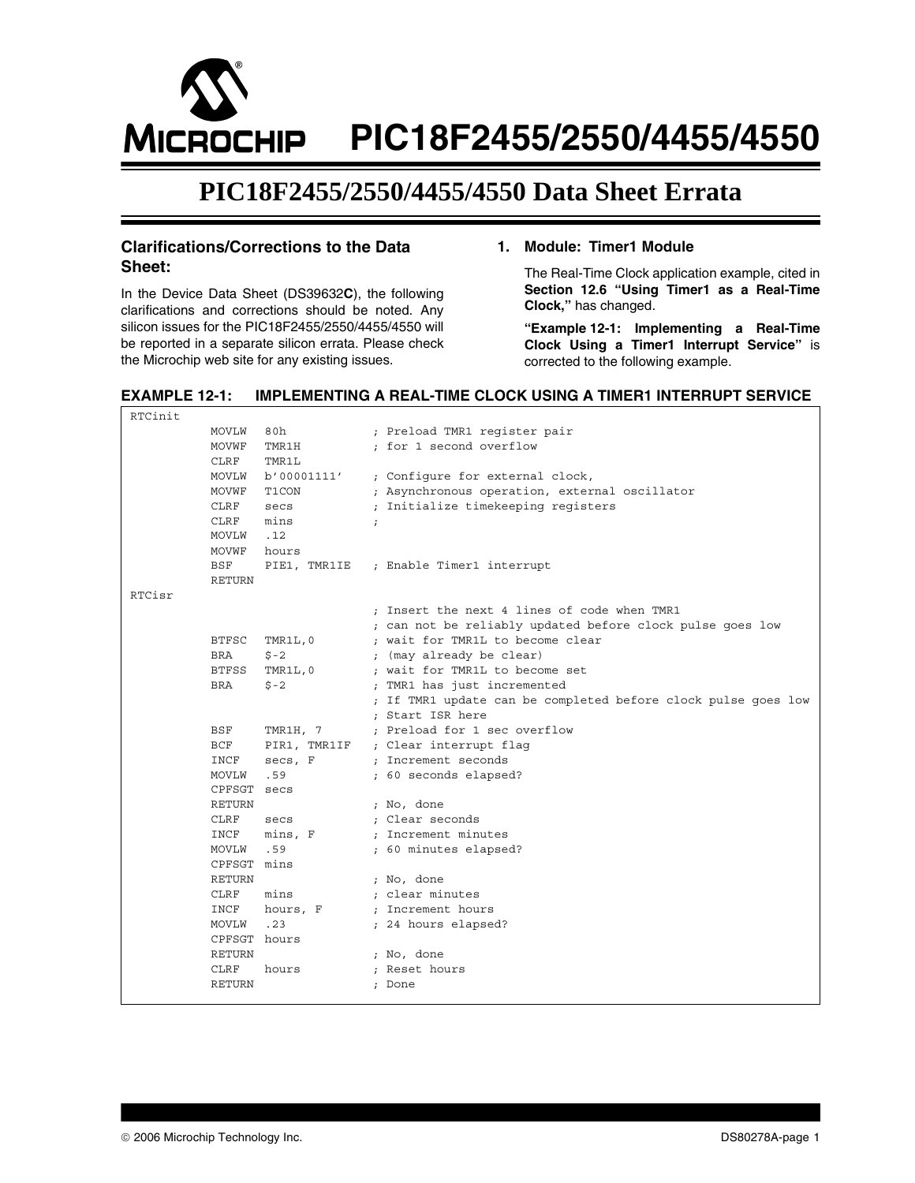# PIC18F2455/2550/4455/4550

## PIC18F2455/2550/4455/4550 Data Sheet Errata

### Clarifications/Corrections to the Data Sheet:

In the Device Data Sheet (DS39632**C**), the following clarifications and corrections should be noted. Any silicon issues for the PIC18F2455/2550/4455/4550 will be reported in a separate silicon errata. Please check the Microchip web site for any existing issues.

### 1. Module: Timer1 Module

The Real-Time Clock application example, cited in **Section 12.6 "Using Timer1 as a Real-Time Clock,"** has changed.

**"Example 12-1: Implementing a Real-Time Clock Using a Timer1 Interrupt Service"** is corrected to the following example.

**EXAMPLE 12-1: IMPLEMENTING A REAL-TIME CLOCK USING A TIMER1 INTERRUPT SERVICE**

```
RTCinit
          MOVLW   80h             ; Preload TMR1 register pair
          MOVWF   TMR1H           ; for 1 second overflow
          CLRF    TMR1L
          MOVLW   b'00001111'     ; Configure for external clock,
          MOVWF   T1CON           ; Asynchronous operation, external oscillator
          CLRF    secs            ; Initialize timekeeping registers
          CLRF    mins            ;
          MOVLW   .12
          MOVWF   hours
          BSF     PIE1, TMR1IE    ; Enable Timer1 interrupt
          RETURN
RTCisr
                                  ; Insert the next 4 lines of code when TMR1
                                  ; can not be reliably updated before clock pulse goes low
          BTFSC   TMR1L,0         ; wait for TMR1L to become clear
          BRA     $-2             ; (may already be clear)
          BTFSS   TMR1L,0         ; wait for TMR1L to become set
          BRA     $-2             ; TMR1 has just incremented
                                  ; If TMR1 update can be completed before clock pulse goes low
                                  ; Start ISR here
          BSF     TMR1H, 7        ; Preload for 1 sec overflow
          BCF     PIR1, TMR1IF    ; Clear interrupt flag
          INCF    secs, F         ; Increment seconds
          MOVLW   .59             ; 60 seconds elapsed?
          CPFSGT  secs
          RETURN                  ; No, done
          CLRF    secs            ; Clear seconds
          INCF    mins, F         ; Increment minutes
          MOVLW   .59             ; 60 minutes elapsed?
          CPFSGT  mins
          RETURN                  ; No, done
          CLRF    mins            ; clear minutes
          INCF    hours, F        ; Increment hours
          MOVLW   .23             ; 24 hours elapsed?
          CPFSGT  hours
          RETURN                  ; No, done
          CLRF    hours           ; Reset hours
          RETURN                  ; Done
```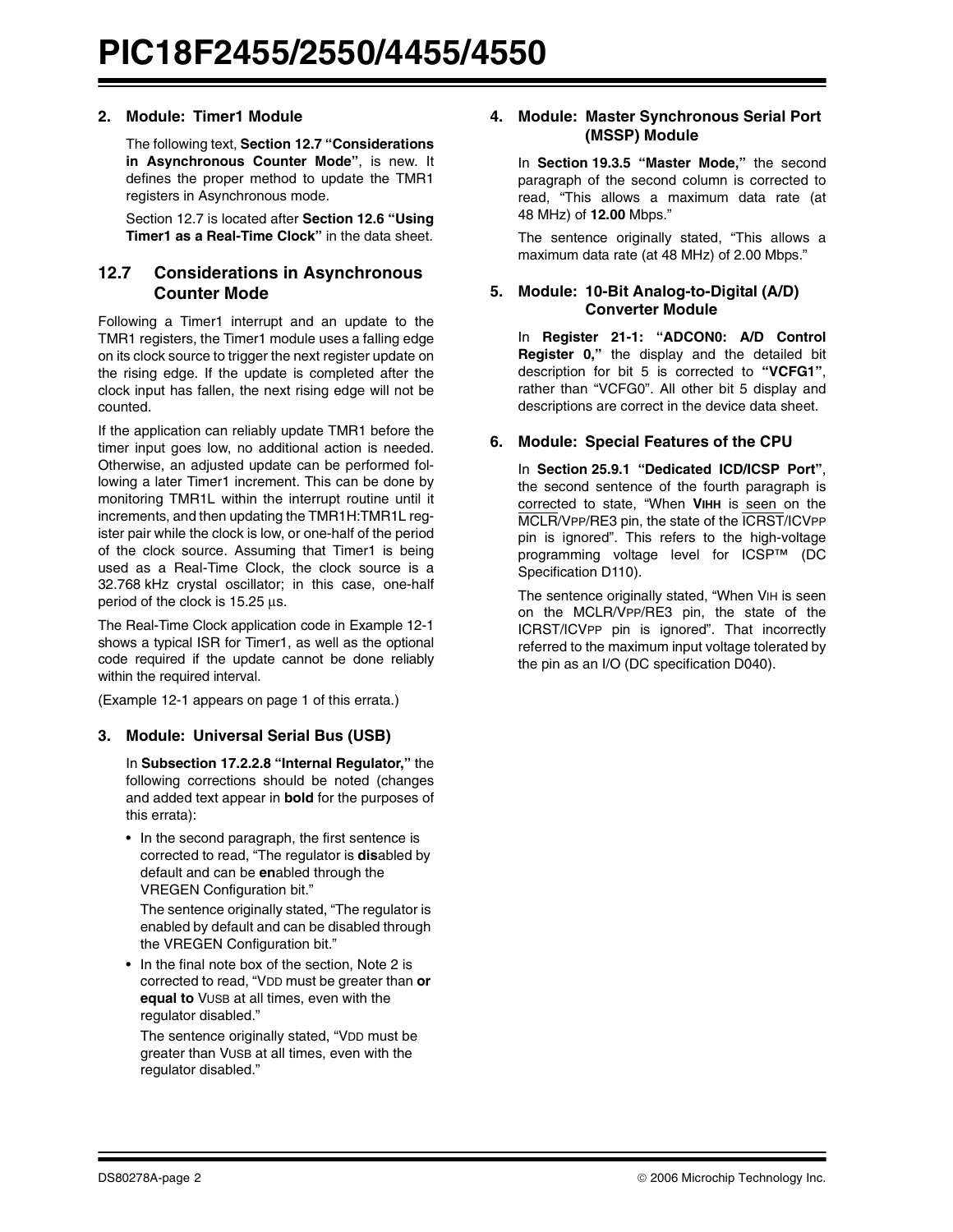## 2. Module: Timer1 Module

The following text, **Section 12.7 "Considerations in Asynchronous Counter Mode"**, is new. It defines the proper method to update the TMR1 registers in Asynchronous mode.

Section 12.7 is located after **Section 12.6 "Using Timer1 as a Real-Time Clock"** in the data sheet.

## 12.7 Considerations in Asynchronous Counter Mode

Following a Timer1 interrupt and an update to the TMR1 registers, the Timer1 module uses a falling edge on its clock source to trigger the next register update on the rising edge. If the update is completed after the clock input has fallen, the next rising edge will not be counted.

If the application can reliably update TMR1 before the timer input goes low, no additional action is needed. Otherwise, an adjusted update can be performed following a later Timer1 increment. This can be done by monitoring TMR1L within the interrupt routine until it increments, and then updating the TMR1H:TMR1L register pair while the clock is low, or one-half of the period of the clock source. Assuming that Timer1 is being used as a Real-Time Clock, the clock source is a 32.768 kHz crystal oscillator; in this case, one-half period of the clock is 15.25 µs.

The Real-Time Clock application code in Example 12-1 shows a typical ISR for Timer1, as well as the optional code required if the update cannot be done reliably within the required interval.

(Example 12-1 appears on page 1 of this errata.)

## 3. Module: Universal Serial Bus (USB)

In **Subsection 17.2.2.8 "Internal Regulator,"** the following corrections should be noted (changes and added text appear in **bold** for the purposes of this errata):

- In the second paragraph, the first sentence is corrected to read, "The regulator is **dis**abled by default and can be **en**abled through the VREGEN Configuration bit."

  The sentence originally stated, "The regulator is enabled by default and can be disabled through the VREGEN Configuration bit."

- In the final note box of the section, Note 2 is corrected to read, "$V_{DD}$ must be greater than **or equal to** $V_{USB}$ at all times, even with the regulator disabled."

  The sentence originally stated, "$V_{DD}$ must be greater than $V_{USB}$ at all times, even with the regulator disabled."

## 4. Module: Master Synchronous Serial Port (MSSP) Module

In **Section 19.3.5 "Master Mode,"** the second paragraph of the second column is corrected to read, "This allows a maximum data rate (at 48 MHz) of **12.00** Mbps."

The sentence originally stated, "This allows a maximum data rate (at 48 MHz) of 2.00 Mbps."

## 5. Module: 10-Bit Analog-to-Digital (A/D) Converter Module

In **Register 21-1: "ADCON0: A/D Control Register 0,"** the display and the detailed bit description for bit 5 is corrected to **"VCFG1"**, rather than "VCFG0". All other bit 5 display and descriptions are correct in the device data sheet.

## 6. Module: Special Features of the CPU

In **Section 25.9.1 "Dedicated ICD/ICSP Port"**, the second sentence of the fourth paragraph is corrected to state, "When **$V_{IHH}$** is seen on the $\overline{MCLR}$/$V_{PP}$/RE3 pin, the state of the $\overline{ICRST}$/$ICV_{PP}$ pin is ignored". This refers to the high-voltage programming voltage level for ICSP™ (DC Specification D110).

The sentence originally stated, "When $V_{IH}$ is seen on the MCLR/$V_{PP}$/RE3 pin, the state of the ICRST/$ICV_{PP}$ pin is ignored". That incorrectly referred to the maximum input voltage tolerated by the pin as an I/O (DC specification D040).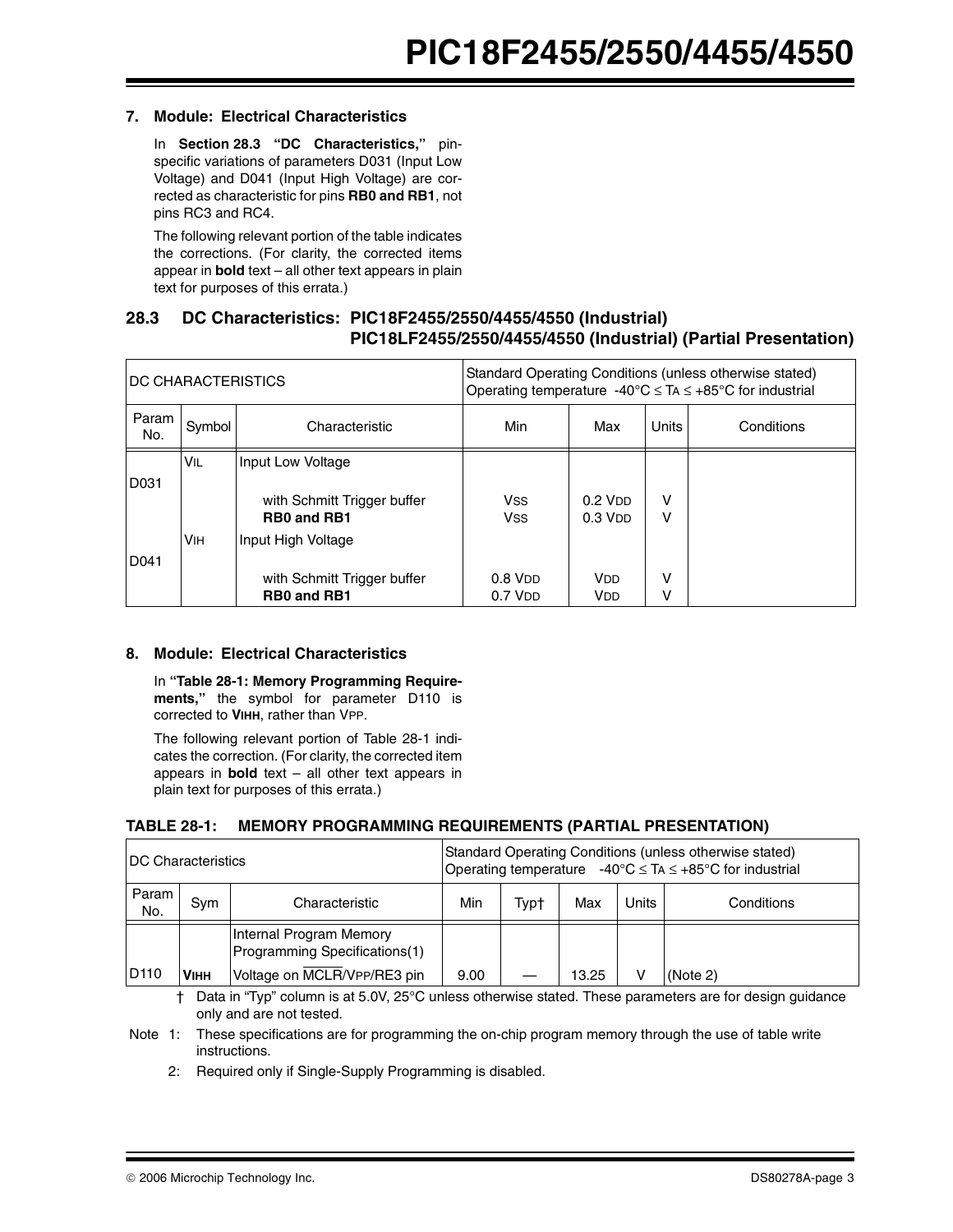## 7. Module: Electrical Characteristics

In **Section 28.3 "DC Characteristics,"** pin-specific variations of parameters D031 (Input Low Voltage) and D041 (Input High Voltage) are corrected as characteristic for pins **RB0 and RB1**, not pins RC3 and RC4.

The following relevant portion of the table indicates the corrections. (For clarity, the corrected items appear in **bold** text – all other text appears in plain text for purposes of this errata.)

## 28.3 DC Characteristics: PIC18F2455/2550/4455/4550 (Industrial) PIC18LF2455/2550/4455/4550 (Industrial) (Partial Presentation)

| DC CHARACTERISTICS | | | Standard Operating Conditions (unless otherwise stated) Operating temperature -40°C ≤ TA ≤ +85°C for industrial | | | |
|---|---|---|---|---|---|---|
| Param No. | Symbol | Characteristic | Min | Max | Units | Conditions |
| | VIL | Input Low Voltage | | | | |
| D031 | | with Schmitt Trigger buffer | VSS | 0.2 VDD | V | |
| | | **RB0 and RB1** | VSS | 0.3 VDD | V | |
| | VIH | Input High Voltage | | | | |
| D041 | | with Schmitt Trigger buffer | 0.8 VDD | VDD | V | |
| | | **RB0 and RB1** | 0.7 VDD | VDD | V | |

## 8. Module: Electrical Characteristics

In **"Table 28-1: Memory Programming Requirements,"** the symbol for parameter D110 is corrected to **VIHH**, rather than VPP.

The following relevant portion of Table 28-1 indicates the correction. (For clarity, the corrected item appears in **bold** text – all other text appears in plain text for purposes of this errata.)

### TABLE 28-1: MEMORY PROGRAMMING REQUIREMENTS (PARTIAL PRESENTATION)

| DC Characteristics | | | Standard Operating Conditions (unless otherwise stated) Operating temperature -40°C ≤ TA ≤ +85°C for industrial | | | | |
|---|---|---|---|---|---|---|---|
| Param No. | Sym | Characteristic | Min | Typ† | Max | Units | Conditions |
| | | Internal Program Memory Programming Specifications(1) | | | | | |
| D110 | **VIHH** | Voltage on MCLR/VPP/RE3 pin | 9.00 | — | 13.25 | V | (Note 2) |

† Data in "Typ" column is at 5.0V, 25°C unless otherwise stated. These parameters are for design guidance only and are not tested.

Note 1: These specifications are for programming the on-chip program memory through the use of table write instructions.

2: Required only if Single-Supply Programming is disabled.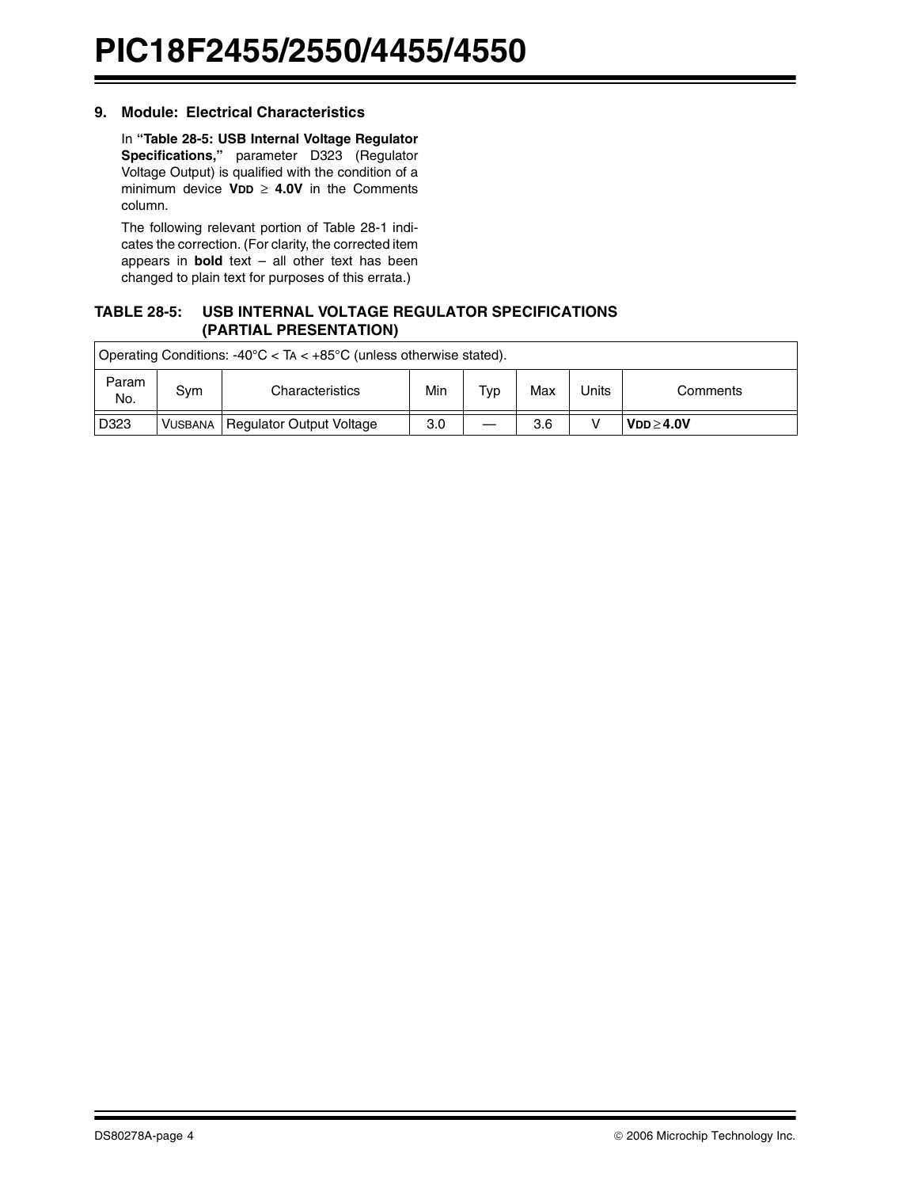## 9. Module: Electrical Characteristics

In **"Table 28-5: USB Internal Voltage Regulator Specifications,"** parameter D323 (Regulator Voltage Output) is qualified with the condition of a minimum device **$V_{DD}$ ≥ 4.0V** in the Comments column.

The following relevant portion of Table 28-1 indicates the correction. (For clarity, the corrected item appears in **bold** text – all other text has been changed to plain text for purposes of this errata.)

### TABLE 28-5: USB INTERNAL VOLTAGE REGULATOR SPECIFICATIONS (PARTIAL PRESENTATION)

| Operating Conditions: -40°C < $T_A$ < +85°C (unless otherwise stated). | | | | | | | |
|---|---|---|---|---|---|---|---|
| Param No. | Sym | Characteristics | Min | Typ | Max | Units | Comments |
| D323 | $V_{USBANA}$ | Regulator Output Voltage | 3.0 | — | 3.6 | V | **$V_{DD}$ ≥ 4.0V** |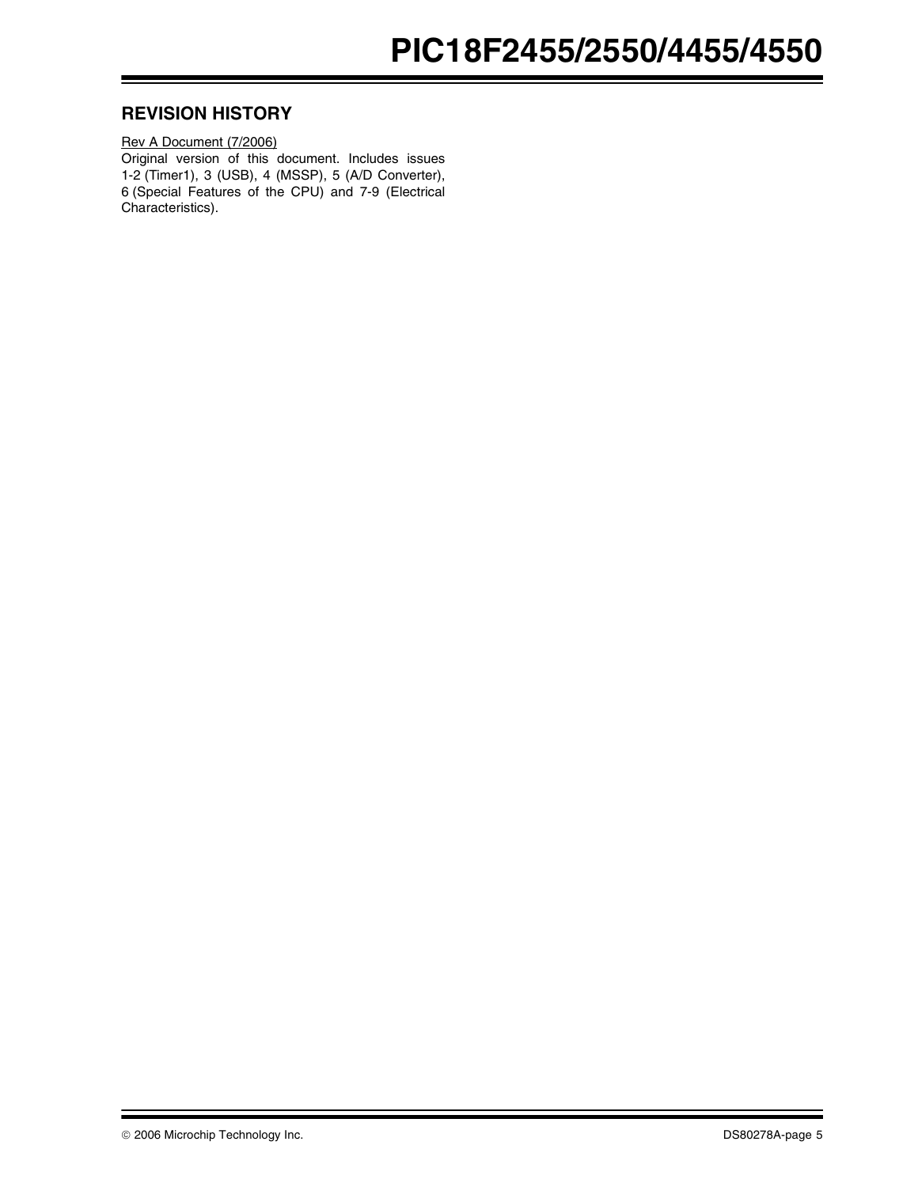## REVISION HISTORY

Rev A Document (7/2006)

Original version of this document. Includes issues 1-2 (Timer1), 3 (USB), 4 (MSSP), 5 (A/D Converter), 6 (Special Features of the CPU) and 7-9 (Electrical Characteristics).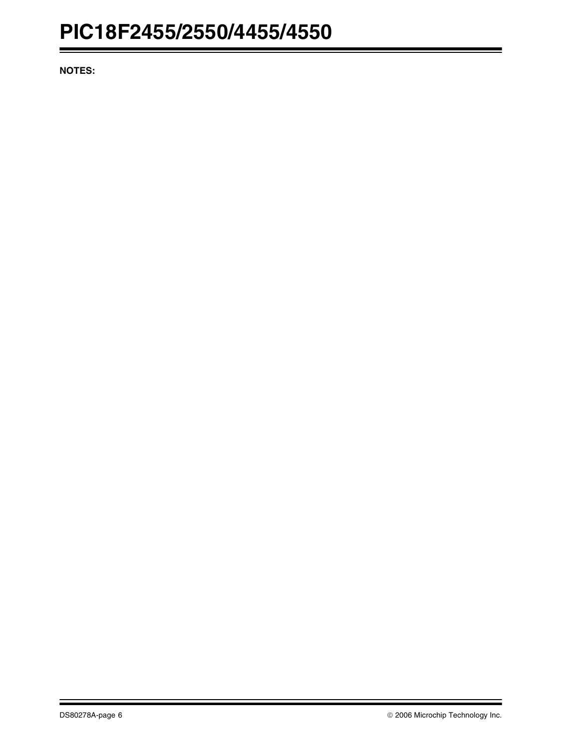**NOTES:**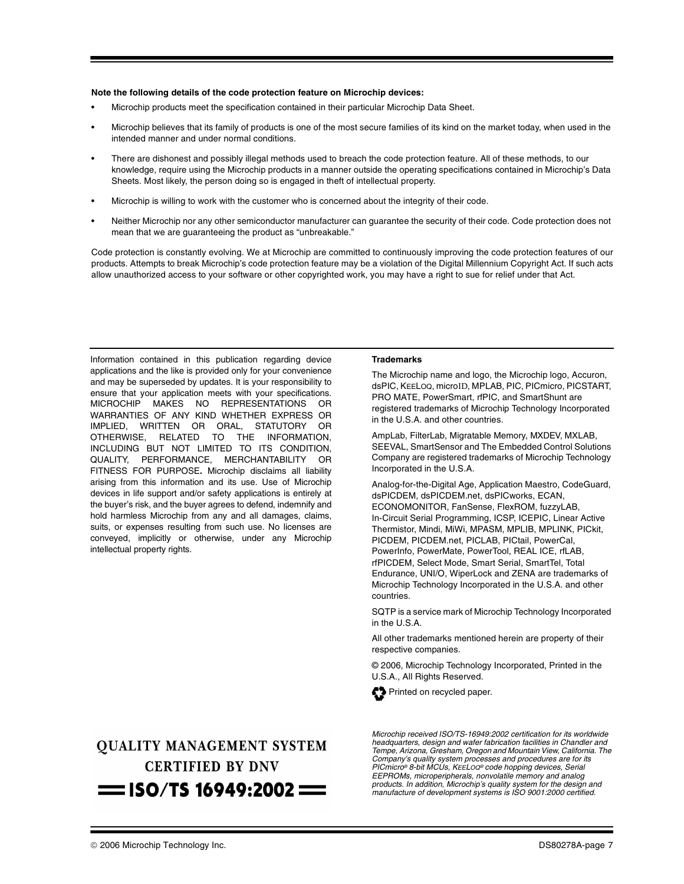**Note the following details of the code protection feature on Microchip devices:**

- Microchip products meet the specification contained in their particular Microchip Data Sheet.
- Microchip believes that its family of products is one of the most secure families of its kind on the market today, when used in the intended manner and under normal conditions.
- There are dishonest and possibly illegal methods used to breach the code protection feature. All of these methods, to our knowledge, require using the Microchip products in a manner outside the operating specifications contained in Microchip's Data Sheets. Most likely, the person doing so is engaged in theft of intellectual property.
- Microchip is willing to work with the customer who is concerned about the integrity of their code.
- Neither Microchip nor any other semiconductor manufacturer can guarantee the security of their code. Code protection does not mean that we are guaranteeing the product as "unbreakable."

Code protection is constantly evolving. We at Microchip are committed to continuously improving the code protection features of our products. Attempts to break Microchip's code protection feature may be a violation of the Digital Millennium Copyright Act. If such acts allow unauthorized access to your software or other copyrighted work, you may have a right to sue for relief under that Act.

Information contained in this publication regarding device applications and the like is provided only for your convenience and may be superseded by updates. It is your responsibility to ensure that your application meets with your specifications. MICROCHIP MAKES NO REPRESENTATIONS OR WARRANTIES OF ANY KIND WHETHER EXPRESS OR IMPLIED, WRITTEN OR ORAL, STATUTORY OR OTHERWISE, RELATED TO THE INFORMATION, INCLUDING BUT NOT LIMITED TO ITS CONDITION, QUALITY, PERFORMANCE, MERCHANTABILITY OR FITNESS FOR PURPOSE**.** Microchip disclaims all liability arising from this information and its use. Use of Microchip devices in life support and/or safety applications is entirely at the buyer's risk, and the buyer agrees to defend, indemnify and hold harmless Microchip from any and all damages, claims, suits, or expenses resulting from such use. No licenses are conveyed, implicitly or otherwise, under any Microchip intellectual property rights.

**Trademarks**

The Microchip name and logo, the Microchip logo, Accuron, dsPIC, KEELOQ, microID, MPLAB, PIC, PICmicro, PICSTART, PRO MATE, PowerSmart, rfPIC, and SmartShunt are registered trademarks of Microchip Technology Incorporated in the U.S.A. and other countries.

AmpLab, FilterLab, Migratable Memory, MXDEV, MXLAB, SEEVAL, SmartSensor and The Embedded Control Solutions Company are registered trademarks of Microchip Technology Incorporated in the U.S.A.

Analog-for-the-Digital Age, Application Maestro, CodeGuard, dsPICDEM, dsPICDEM.net, dsPICworks, ECAN, ECONOMONITOR, FanSense, FlexROM, fuzzyLAB, In-Circuit Serial Programming, ICSP, ICEPIC, Linear Active Thermistor, Mindi, MiWi, MPASM, MPLIB, MPLINK, PICkit, PICDEM, PICDEM.net, PICLAB, PICtail, PowerCal, PowerInfo, PowerMate, PowerTool, REAL ICE, rfLAB, rfPICDEM, Select Mode, Smart Serial, SmartTel, Total Endurance, UNI/O, WiperLock and ZENA are trademarks of Microchip Technology Incorporated in the U.S.A. and other countries.

SQTP is a service mark of Microchip Technology Incorporated in the U.S.A.

All other trademarks mentioned herein are property of their respective companies.

© 2006, Microchip Technology Incorporated, Printed in the U.S.A., All Rights Reserved.

Printed on recycled paper.

QUALITY MANAGEMENT SYSTEM
CERTIFIED BY DNV
ISO/TS 16949:2002

*Microchip received ISO/TS-16949:2002 certification for its worldwide headquarters, design and wafer fabrication facilities in Chandler and Tempe, Arizona, Gresham, Oregon and Mountain View, California. The Company's quality system processes and procedures are for its PICmicro® 8-bit MCUs, KEELOQ® code hopping devices, Serial EEPROMs, microperipherals, nonvolatile memory and analog products. In addition, Microchip's quality system for the design and manufacture of development systems is ISO 9001:2000 certified.*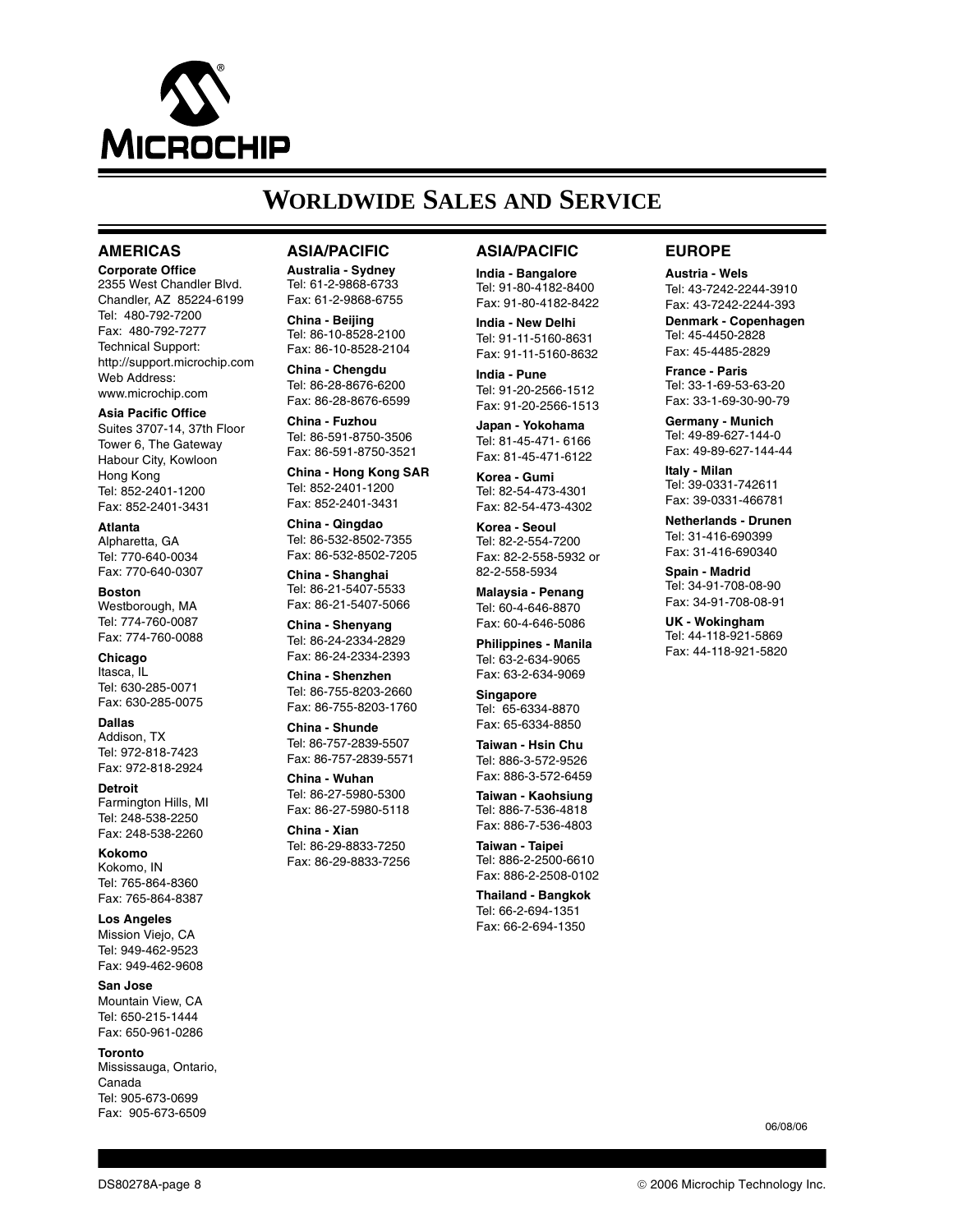# WORLDWIDE SALES AND SERVICE

## AMERICAS

**Corporate Office**
2355 West Chandler Blvd.
Chandler, AZ 85224-6199
Tel: 480-792-7200
Fax: 480-792-7277
Technical Support:
http://support.microchip.com
Web Address:
www.microchip.com

**Asia Pacific Office**
Suites 3707-14, 37th Floor
Tower 6, The Gateway
Habour City, Kowloon
Hong Kong
Tel: 852-2401-1200
Fax: 852-2401-3431

**Atlanta**
Alpharetta, GA
Tel: 770-640-0034
Fax: 770-640-0307

**Boston**
Westborough, MA
Tel: 774-760-0087
Fax: 774-760-0088

**Chicago**
Itasca, IL
Tel: 630-285-0071
Fax: 630-285-0075

**Dallas**
Addison, TX
Tel: 972-818-7423
Fax: 972-818-2924

**Detroit**
Farmington Hills, MI
Tel: 248-538-2250
Fax: 248-538-2260

**Kokomo**
Kokomo, IN
Tel: 765-864-8360
Fax: 765-864-8387

**Los Angeles**
Mission Viejo, CA
Tel: 949-462-9523
Fax: 949-462-9608

**San Jose**
Mountain View, CA
Tel: 650-215-1444
Fax: 650-961-0286

**Toronto**
Mississauga, Ontario,
Canada
Tel: 905-673-0699
Fax: 905-673-6509

## ASIA/PACIFIC

**Australia - Sydney**
Tel: 61-2-9868-6733
Fax: 61-2-9868-6755

**China - Beijing**
Tel: 86-10-8528-2100
Fax: 86-10-8528-2104

**China - Chengdu**
Tel: 86-28-8676-6200
Fax: 86-28-8676-6599

**China - Fuzhou**
Tel: 86-591-8750-3506
Fax: 86-591-8750-3521

**China - Hong Kong SAR**
Tel: 852-2401-1200
Fax: 852-2401-3431

**China - Qingdao**
Tel: 86-532-8502-7355
Fax: 86-532-8502-7205

**China - Shanghai**
Tel: 86-21-5407-5533
Fax: 86-21-5407-5066

**China - Shenyang**
Tel: 86-24-2334-2829
Fax: 86-24-2334-2393

**China - Shenzhen**
Tel: 86-755-8203-2660
Fax: 86-755-8203-1760

**China - Shunde**
Tel: 86-757-2839-5507
Fax: 86-757-2839-5571

**China - Wuhan**
Tel: 86-27-5980-5300
Fax: 86-27-5980-5118

**China - Xian**
Tel: 86-29-8833-7250
Fax: 86-29-8833-7256

## ASIA/PACIFIC

**India - Bangalore**
Tel: 91-80-4182-8400
Fax: 91-80-4182-8422

**India - New Delhi**
Tel: 91-11-5160-8631
Fax: 91-11-5160-8632

**India - Pune**
Tel: 91-20-2566-1512
Fax: 91-20-2566-1513

**Japan - Yokohama**
Tel: 81-45-471- 6166
Fax: 81-45-471-6122

**Korea - Gumi**
Tel: 82-54-473-4301
Fax: 82-54-473-4302

**Korea - Seoul**
Tel: 82-2-554-7200
Fax: 82-2-558-5932 or
82-2-558-5934

**Malaysia - Penang**
Tel: 60-4-646-8870
Fax: 60-4-646-5086

**Philippines - Manila**
Tel: 63-2-634-9065
Fax: 63-2-634-9069

**Singapore**
Tel: 65-6334-8870
Fax: 65-6334-8850

**Taiwan - Hsin Chu**
Tel: 886-3-572-9526
Fax: 886-3-572-6459

**Taiwan - Kaohsiung**
Tel: 886-7-536-4818
Fax: 886-7-536-4803

**Taiwan - Taipei**
Tel: 886-2-2500-6610
Fax: 886-2-2508-0102

**Thailand - Bangkok**
Tel: 66-2-694-1351
Fax: 66-2-694-1350

## EUROPE

**Austria - Wels**
Tel: 43-7242-2244-3910
Fax: 43-7242-2244-393

**Denmark - Copenhagen**
Tel: 45-4450-2828
Fax: 45-4485-2829

**France - Paris**
Tel: 33-1-69-53-63-20
Fax: 33-1-69-30-90-79

**Germany - Munich**
Tel: 49-89-627-144-0
Fax: 49-89-627-144-44

**Italy - Milan**
Tel: 39-0331-742611
Fax: 39-0331-466781

**Netherlands - Drunen**
Tel: 31-416-690399
Fax: 31-416-690340

**Spain - Madrid**
Tel: 34-91-708-08-90
Fax: 34-91-708-08-91

**UK - Wokingham**
Tel: 44-118-921-5869
Fax: 44-118-921-5820

06/08/06